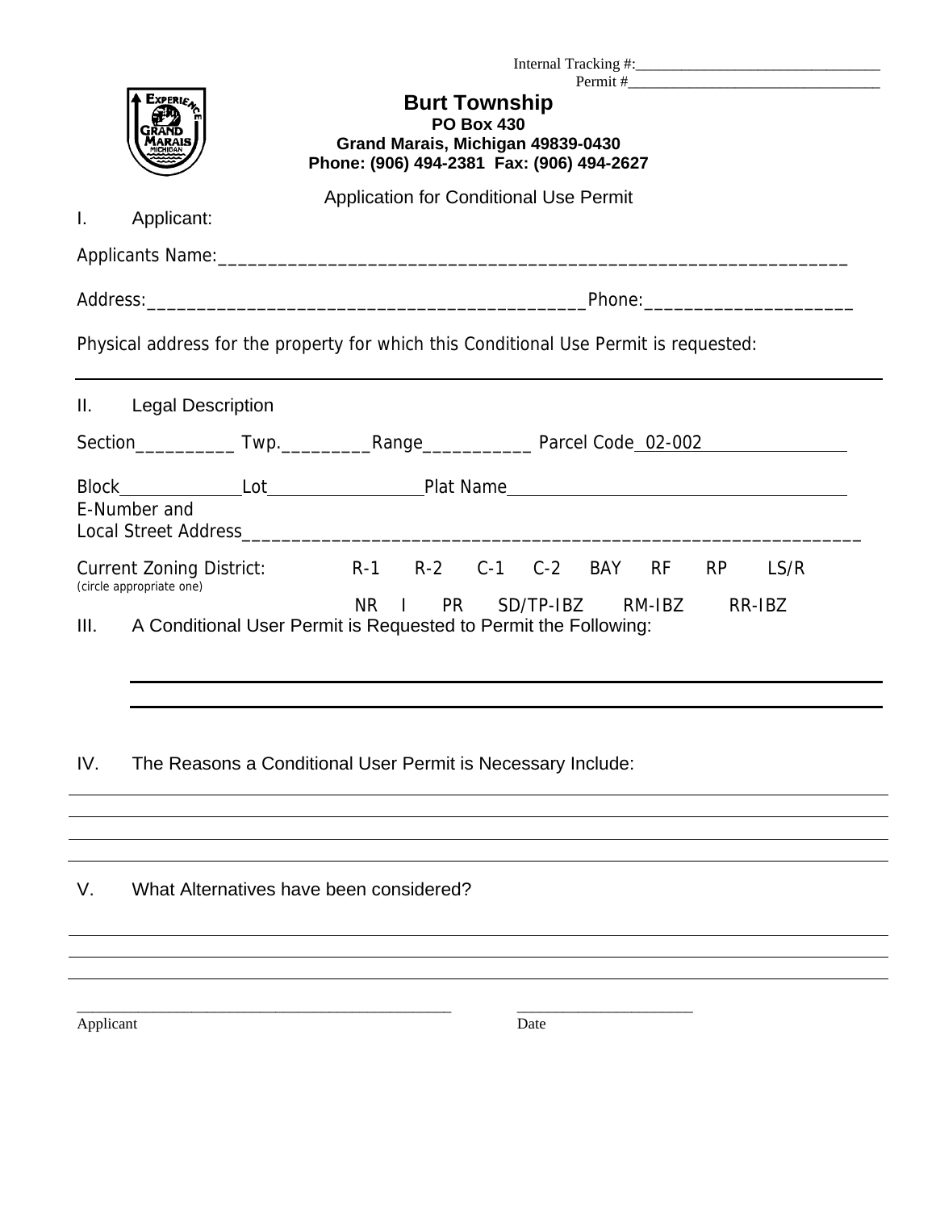Internal Tracking #:________________________________

Permit #_________________________________

# Burt Township

**PO Box 430**
**Grand Marais, Michigan 49839-0430**
**Phone: (906) 494-2381 Fax: (906) 494-2627**

Application for Conditional Use Permit

I. Applicant:

Applicants Name:_______________________________________________________________

Address:____________________________________________Phone:_____________________

Physical address for the property for which this Conditional Use Permit is requested:

_______________________________________________________________________________

II. Legal Description

Section__________ Twp._________Range___________ Parcel Code 02-002________________

Block_____________Lot________________Plat Name_______________________________________

E-Number and
Local Street Address______________________________________________________________

Current Zoning District: R-1 R-2 C-1 C-2 BAY RF RP LS/R
(circle appropriate one)
NR I PR SD/TP-IBZ RM-IBZ RR-IBZ

III. A Conditional User Permit is Requested to Permit the Following:

_______________________________________________________________________________

_______________________________________________________________________________

IV. The Reasons a Conditional User Permit is Necessary Include:

_______________________________________________________________________________

_______________________________________________________________________________

_______________________________________________________________________________

_______________________________________________________________________________

V. What Alternatives have been considered?

_______________________________________________________________________________

_______________________________________________________________________________

_______________________________________________________________________________

_______________________________________________ ______________________

Applicant Date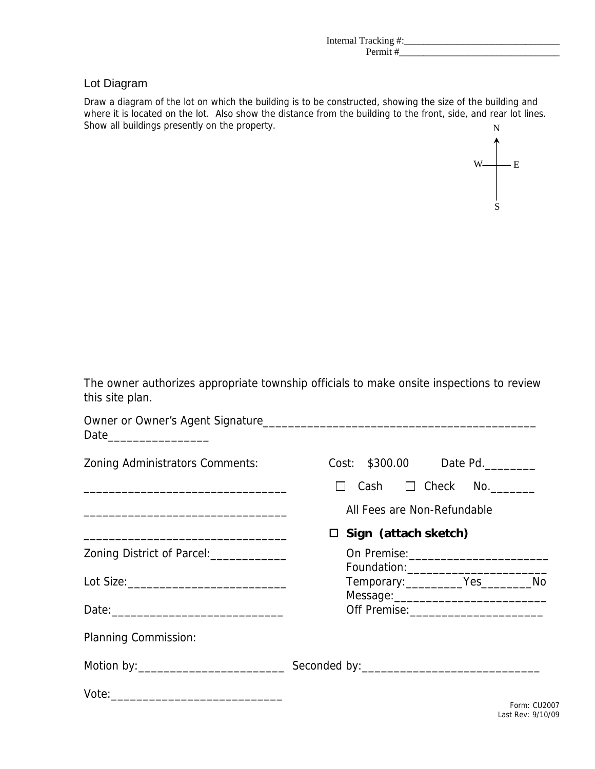Internal Tracking #:_________________________________
Permit #_________________________________

## Lot Diagram

Draw a diagram of the lot on which the building is to be constructed, showing the size of the building and where it is located on the lot. Also show the distance from the building to the front, side, and rear lot lines. Show all buildings presently on the property.

N

W E

S

The owner authorizes appropriate township officials to make onsite inspections to review this site plan.

Owner or Owner's Agent Signature___________________________________________ Date________________

Zoning Administrators Comments:

_______________________________

_______________________________

_______________________________

Zoning District of Parcel:____________

Lot Size:________________________

Date:___________________________

Cost: $300.00 Date Pd.________

☐ Cash ☐ Check No._______

All Fees are Non-Refundable

☐ **Sign (attach sketch)**

On Premise:______________________
Foundation:______________________
Temporary:_________Yes________No
Message:________________________
Off Premise:_____________________

Planning Commission:

Motion by:______________________ Seconded by:___________________________

Vote:___________________________

Form: CU2007
Last Rev: 9/10/09